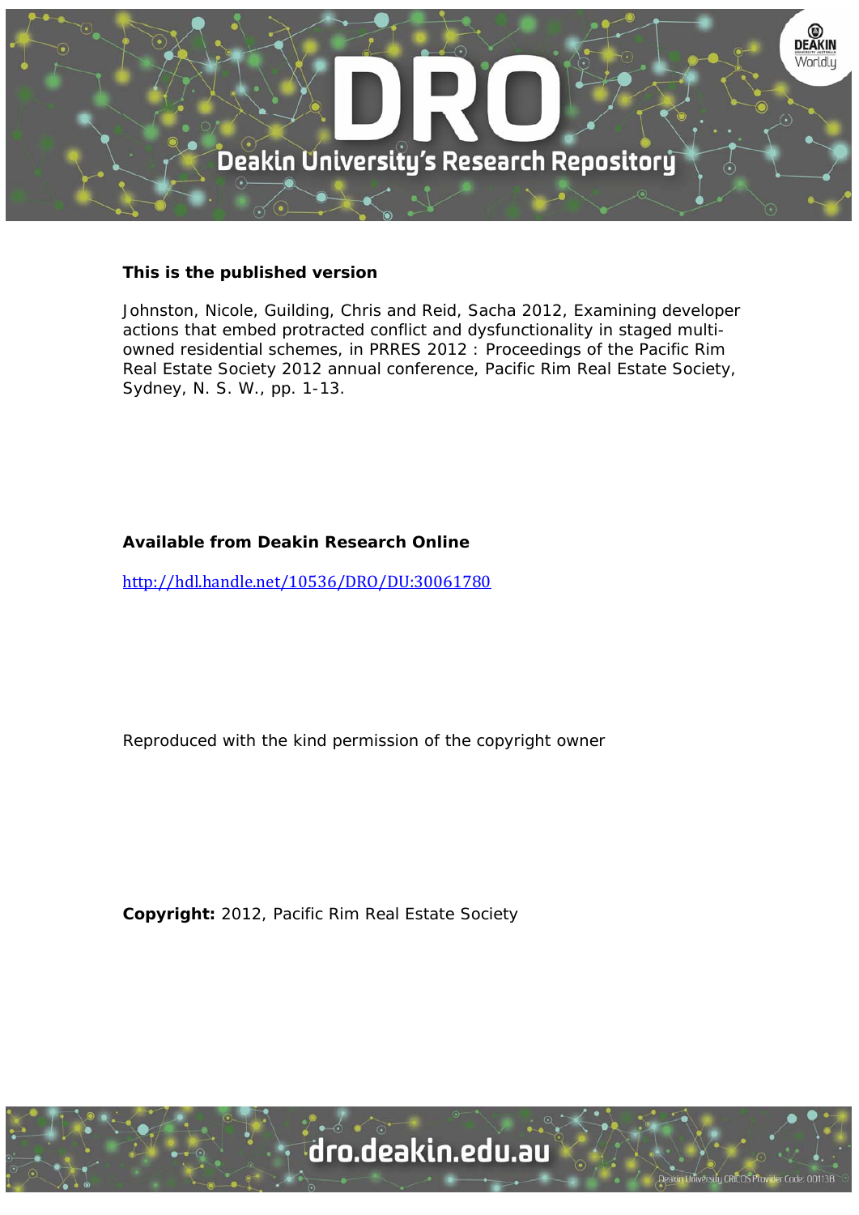**This is the published version**

Johnston, Nicole, Guilding, Chris and Reid, Sacha 2012, Examining developer actions that embed protracted conflict and dysfunctionality in staged multi-owned residential schemes, in PRRES 2012 : Proceedings of the Pacific Rim Real Estate Society 2012 annual conference, Pacific Rim Real Estate Society, Sydney, N. S. W., pp. 1-13.

**Available from Deakin Research Online**

http://hdl.handle.net/10536/DRO/DU:30061780

Reproduced with the kind permission of the copyright owner

**Copyright:** 2012, Pacific Rim Real Estate Society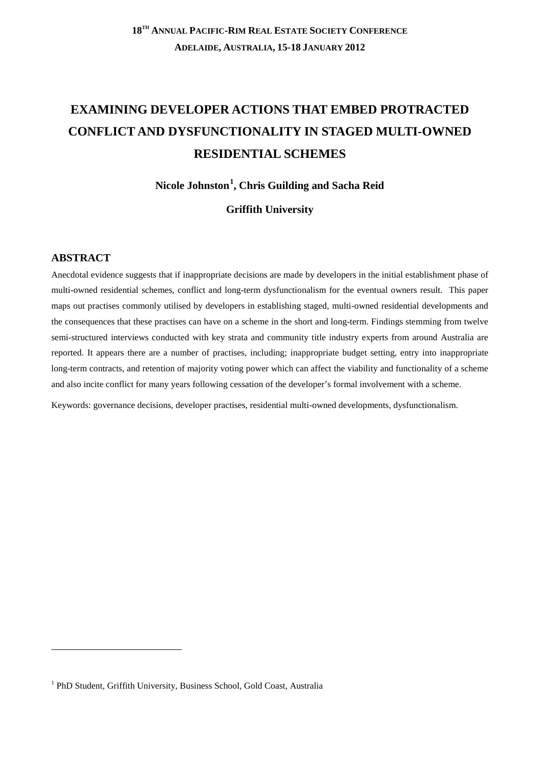# EXAMINING DEVELOPER ACTIONS THAT EMBED PROTRACTED CONFLICT AND DYSFUNCTIONALITY IN STAGED MULTI-OWNED RESIDENTIAL SCHEMES

**Nicole Johnston[1], Chris Guilding and Sacha Reid**

**Griffith University**

## ABSTRACT

Anecdotal evidence suggests that if inappropriate decisions are made by developers in the initial establishment phase of multi-owned residential schemes, conflict and long-term dysfunctionalism for the eventual owners result. This paper maps out practises commonly utilised by developers in establishing staged, multi-owned residential developments and the consequences that these practises can have on a scheme in the short and long-term. Findings stemming from twelve semi-structured interviews conducted with key strata and community title industry experts from around Australia are reported. It appears there are a number of practises, including; inappropriate budget setting, entry into inappropriate long-term contracts, and retention of majority voting power which can affect the viability and functionality of a scheme and also incite conflict for many years following cessation of the developer's formal involvement with a scheme.

Keywords: governance decisions, developer practises, residential multi-owned developments, dysfunctionalism.

---

[1] PhD Student, Griffith University, Business School, Gold Coast, Australia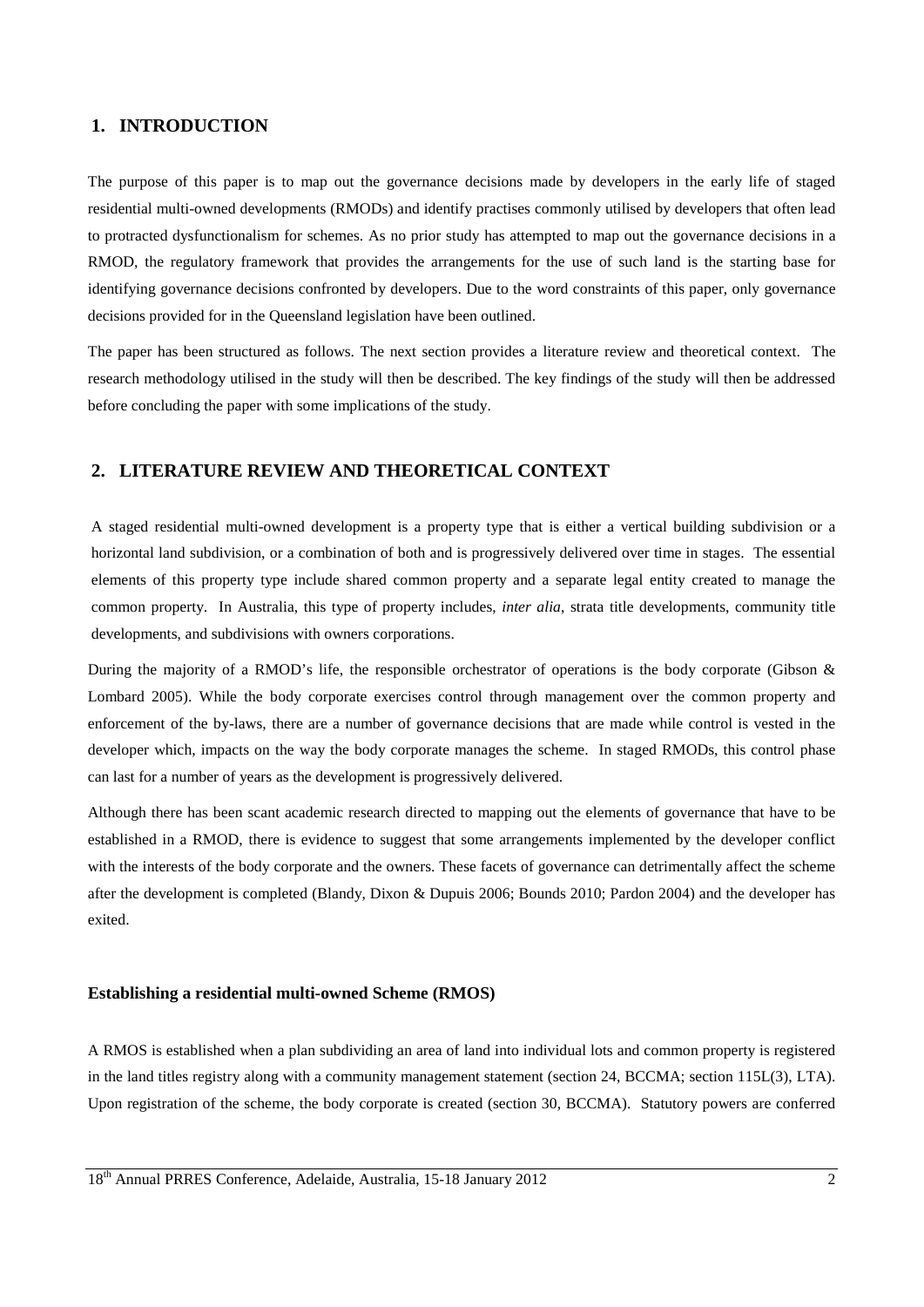## 1. INTRODUCTION

The purpose of this paper is to map out the governance decisions made by developers in the early life of staged residential multi-owned developments (RMODs) and identify practises commonly utilised by developers that often lead to protracted dysfunctionalism for schemes. As no prior study has attempted to map out the governance decisions in a RMOD, the regulatory framework that provides the arrangements for the use of such land is the starting base for identifying governance decisions confronted by developers. Due to the word constraints of this paper, only governance decisions provided for in the Queensland legislation have been outlined.

The paper has been structured as follows. The next section provides a literature review and theoretical context. The research methodology utilised in the study will then be described. The key findings of the study will then be addressed before concluding the paper with some implications of the study.

## 2. LITERATURE REVIEW AND THEORETICAL CONTEXT

A staged residential multi-owned development is a property type that is either a vertical building subdivision or a horizontal land subdivision, or a combination of both and is progressively delivered over time in stages. The essential elements of this property type include shared common property and a separate legal entity created to manage the common property. In Australia, this type of property includes, *inter alia*, strata title developments, community title developments, and subdivisions with owners corporations.

During the majority of a RMOD's life, the responsible orchestrator of operations is the body corporate (Gibson & Lombard 2005). While the body corporate exercises control through management over the common property and enforcement of the by-laws, there are a number of governance decisions that are made while control is vested in the developer which, impacts on the way the body corporate manages the scheme. In staged RMODs, this control phase can last for a number of years as the development is progressively delivered.

Although there has been scant academic research directed to mapping out the elements of governance that have to be established in a RMOD, there is evidence to suggest that some arrangements implemented by the developer conflict with the interests of the body corporate and the owners. These facets of governance can detrimentally affect the scheme after the development is completed (Blandy, Dixon & Dupuis 2006; Bounds 2010; Pardon 2004) and the developer has exited.

### Establishing a residential multi-owned Scheme (RMOS)

A RMOS is established when a plan subdividing an area of land into individual lots and common property is registered in the land titles registry along with a community management statement (section 24, BCCMA; section 115L(3), LTA). Upon registration of the scheme, the body corporate is created (section 30, BCCMA). Statutory powers are conferred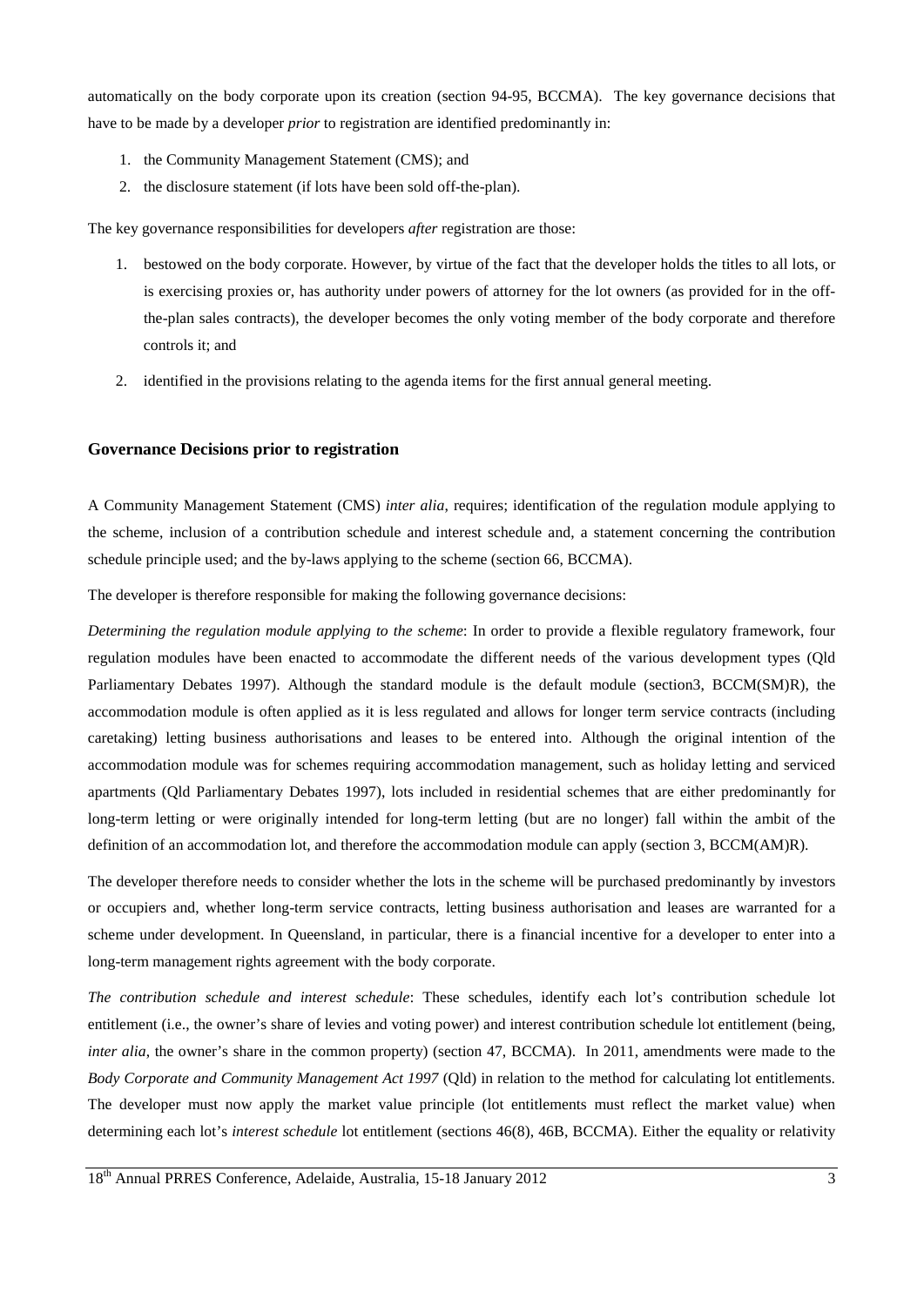automatically on the body corporate upon its creation (section 94-95, BCCMA). The key governance decisions that have to be made by a developer *prior* to registration are identified predominantly in:

1. the Community Management Statement (CMS); and
2. the disclosure statement (if lots have been sold off-the-plan).

The key governance responsibilities for developers *after* registration are those:

1. bestowed on the body corporate. However, by virtue of the fact that the developer holds the titles to all lots, or is exercising proxies or, has authority under powers of attorney for the lot owners (as provided for in the off-the-plan sales contracts), the developer becomes the only voting member of the body corporate and therefore controls it; and
2. identified in the provisions relating to the agenda items for the first annual general meeting.

## Governance Decisions prior to registration

A Community Management Statement (CMS) *inter alia*, requires; identification of the regulation module applying to the scheme, inclusion of a contribution schedule and interest schedule and, a statement concerning the contribution schedule principle used; and the by-laws applying to the scheme (section 66, BCCMA).

The developer is therefore responsible for making the following governance decisions:

*Determining the regulation module applying to the scheme*: In order to provide a flexible regulatory framework, four regulation modules have been enacted to accommodate the different needs of the various development types (Qld Parliamentary Debates 1997). Although the standard module is the default module (section3, BCCM(SM)R), the accommodation module is often applied as it is less regulated and allows for longer term service contracts (including caretaking) letting business authorisations and leases to be entered into. Although the original intention of the accommodation module was for schemes requiring accommodation management, such as holiday letting and serviced apartments (Qld Parliamentary Debates 1997), lots included in residential schemes that are either predominantly for long-term letting or were originally intended for long-term letting (but are no longer) fall within the ambit of the definition of an accommodation lot, and therefore the accommodation module can apply (section 3, BCCM(AM)R).

The developer therefore needs to consider whether the lots in the scheme will be purchased predominantly by investors or occupiers and, whether long-term service contracts, letting business authorisation and leases are warranted for a scheme under development. In Queensland, in particular, there is a financial incentive for a developer to enter into a long-term management rights agreement with the body corporate.

*The contribution schedule and interest schedule*: These schedules, identify each lot's contribution schedule lot entitlement (i.e., the owner's share of levies and voting power) and interest contribution schedule lot entitlement (being, *inter alia*, the owner's share in the common property) (section 47, BCCMA). In 2011, amendments were made to the *Body Corporate and Community Management Act 1997* (Qld) in relation to the method for calculating lot entitlements. The developer must now apply the market value principle (lot entitlements must reflect the market value) when determining each lot's *interest schedule* lot entitlement (sections 46(8), 46B, BCCMA). Either the equality or relativity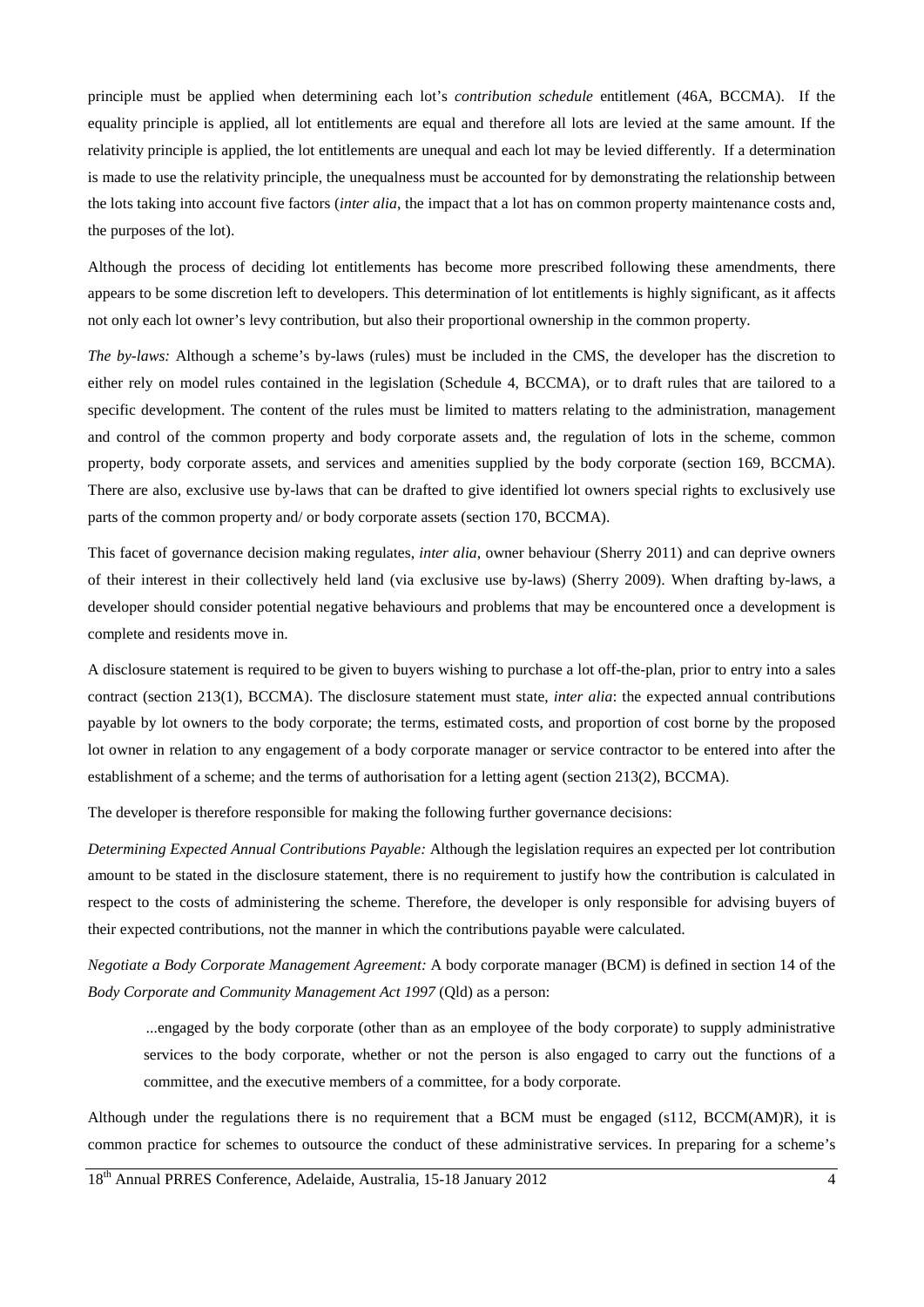principle must be applied when determining each lot's *contribution schedule* entitlement (46A, BCCMA). If the equality principle is applied, all lot entitlements are equal and therefore all lots are levied at the same amount. If the relativity principle is applied, the lot entitlements are unequal and each lot may be levied differently. If a determination is made to use the relativity principle, the unequalness must be accounted for by demonstrating the relationship between the lots taking into account five factors (*inter alia*, the impact that a lot has on common property maintenance costs and, the purposes of the lot).

Although the process of deciding lot entitlements has become more prescribed following these amendments, there appears to be some discretion left to developers. This determination of lot entitlements is highly significant, as it affects not only each lot owner's levy contribution, but also their proportional ownership in the common property.

*The by-laws:* Although a scheme's by-laws (rules) must be included in the CMS, the developer has the discretion to either rely on model rules contained in the legislation (Schedule 4, BCCMA), or to draft rules that are tailored to a specific development. The content of the rules must be limited to matters relating to the administration, management and control of the common property and body corporate assets and, the regulation of lots in the scheme, common property, body corporate assets, and services and amenities supplied by the body corporate (section 169, BCCMA). There are also, exclusive use by-laws that can be drafted to give identified lot owners special rights to exclusively use parts of the common property and/ or body corporate assets (section 170, BCCMA).

This facet of governance decision making regulates, *inter alia*, owner behaviour (Sherry 2011) and can deprive owners of their interest in their collectively held land (via exclusive use by-laws) (Sherry 2009). When drafting by-laws, a developer should consider potential negative behaviours and problems that may be encountered once a development is complete and residents move in.

A disclosure statement is required to be given to buyers wishing to purchase a lot off-the-plan, prior to entry into a sales contract (section 213(1), BCCMA). The disclosure statement must state, *inter alia*: the expected annual contributions payable by lot owners to the body corporate; the terms, estimated costs, and proportion of cost borne by the proposed lot owner in relation to any engagement of a body corporate manager or service contractor to be entered into after the establishment of a scheme; and the terms of authorisation for a letting agent (section 213(2), BCCMA).

The developer is therefore responsible for making the following further governance decisions:

*Determining Expected Annual Contributions Payable:* Although the legislation requires an expected per lot contribution amount to be stated in the disclosure statement, there is no requirement to justify how the contribution is calculated in respect to the costs of administering the scheme. Therefore, the developer is only responsible for advising buyers of their expected contributions, not the manner in which the contributions payable were calculated.

*Negotiate a Body Corporate Management Agreement:* A body corporate manager (BCM) is defined in section 14 of the *Body Corporate and Community Management Act 1997* (Qld) as a person:

> ...engaged by the body corporate (other than as an employee of the body corporate) to supply administrative services to the body corporate, whether or not the person is also engaged to carry out the functions of a committee, and the executive members of a committee, for a body corporate.

Although under the regulations there is no requirement that a BCM must be engaged (s112, BCCM(AM)R), it is common practice for schemes to outsource the conduct of these administrative services. In preparing for a scheme's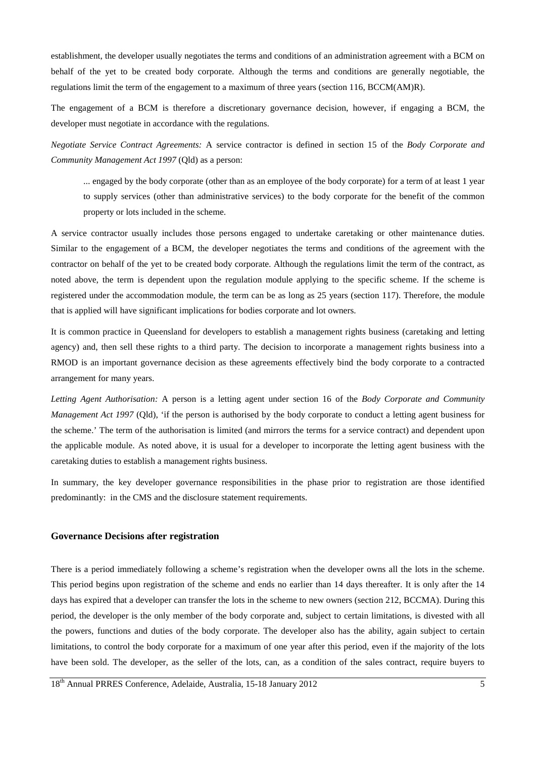establishment, the developer usually negotiates the terms and conditions of an administration agreement with a BCM on behalf of the yet to be created body corporate. Although the terms and conditions are generally negotiable, the regulations limit the term of the engagement to a maximum of three years (section 116, BCCM(AM)R).

The engagement of a BCM is therefore a discretionary governance decision, however, if engaging a BCM, the developer must negotiate in accordance with the regulations.

*Negotiate Service Contract Agreements:* A service contractor is defined in section 15 of the *Body Corporate and Community Management Act 1997* (Qld) as a person:

> ... engaged by the body corporate (other than as an employee of the body corporate) for a term of at least 1 year to supply services (other than administrative services) to the body corporate for the benefit of the common property or lots included in the scheme.

A service contractor usually includes those persons engaged to undertake caretaking or other maintenance duties. Similar to the engagement of a BCM, the developer negotiates the terms and conditions of the agreement with the contractor on behalf of the yet to be created body corporate. Although the regulations limit the term of the contract, as noted above, the term is dependent upon the regulation module applying to the specific scheme. If the scheme is registered under the accommodation module, the term can be as long as 25 years (section 117). Therefore, the module that is applied will have significant implications for bodies corporate and lot owners.

It is common practice in Queensland for developers to establish a management rights business (caretaking and letting agency) and, then sell these rights to a third party. The decision to incorporate a management rights business into a RMOD is an important governance decision as these agreements effectively bind the body corporate to a contracted arrangement for many years.

*Letting Agent Authorisation:* A person is a letting agent under section 16 of the *Body Corporate and Community Management Act 1997* (Qld), 'if the person is authorised by the body corporate to conduct a letting agent business for the scheme.' The term of the authorisation is limited (and mirrors the terms for a service contract) and dependent upon the applicable module. As noted above, it is usual for a developer to incorporate the letting agent business with the caretaking duties to establish a management rights business.

In summary, the key developer governance responsibilities in the phase prior to registration are those identified predominantly: in the CMS and the disclosure statement requirements.

### Governance Decisions after registration

There is a period immediately following a scheme's registration when the developer owns all the lots in the scheme. This period begins upon registration of the scheme and ends no earlier than 14 days thereafter. It is only after the 14 days has expired that a developer can transfer the lots in the scheme to new owners (section 212, BCCMA). During this period, the developer is the only member of the body corporate and, subject to certain limitations, is divested with all the powers, functions and duties of the body corporate. The developer also has the ability, again subject to certain limitations, to control the body corporate for a maximum of one year after this period, even if the majority of the lots have been sold. The developer, as the seller of the lots, can, as a condition of the sales contract, require buyers to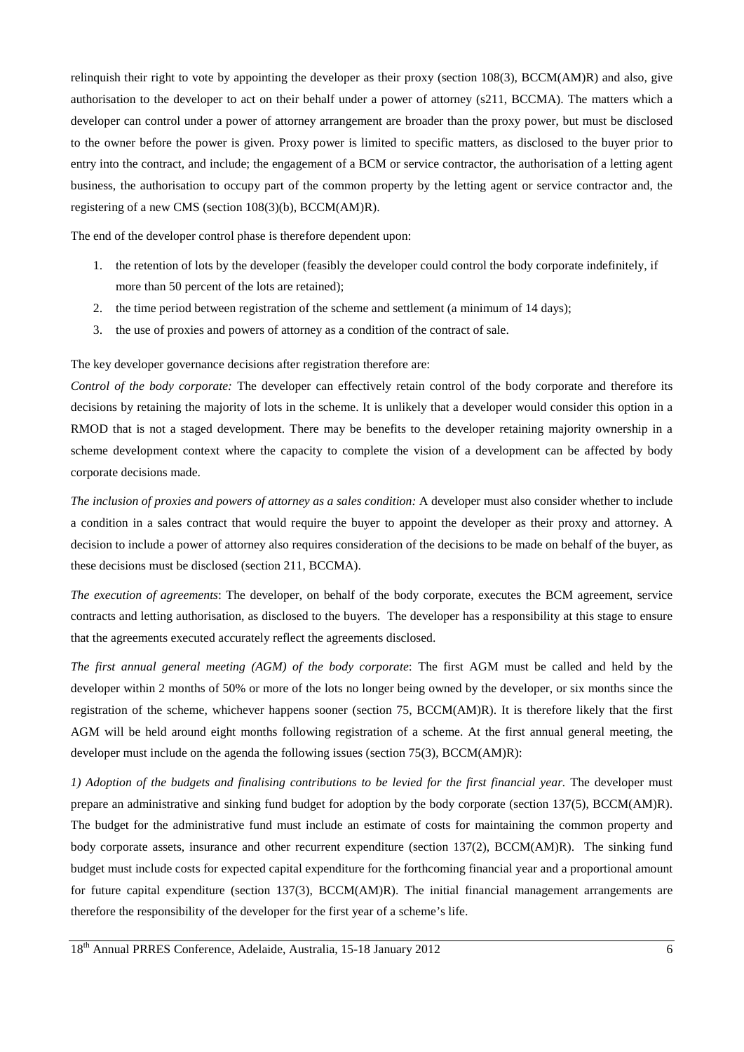relinquish their right to vote by appointing the developer as their proxy (section 108(3), BCCM(AM)R) and also, give authorisation to the developer to act on their behalf under a power of attorney (s211, BCCMA). The matters which a developer can control under a power of attorney arrangement are broader than the proxy power, but must be disclosed to the owner before the power is given. Proxy power is limited to specific matters, as disclosed to the buyer prior to entry into the contract, and include; the engagement of a BCM or service contractor, the authorisation of a letting agent business, the authorisation to occupy part of the common property by the letting agent or service contractor and, the registering of a new CMS (section 108(3)(b), BCCM(AM)R).

The end of the developer control phase is therefore dependent upon:

1. the retention of lots by the developer (feasibly the developer could control the body corporate indefinitely, if more than 50 percent of the lots are retained);
2. the time period between registration of the scheme and settlement (a minimum of 14 days);
3. the use of proxies and powers of attorney as a condition of the contract of sale.

The key developer governance decisions after registration therefore are:

*Control of the body corporate:* The developer can effectively retain control of the body corporate and therefore its decisions by retaining the majority of lots in the scheme. It is unlikely that a developer would consider this option in a RMOD that is not a staged development. There may be benefits to the developer retaining majority ownership in a scheme development context where the capacity to complete the vision of a development can be affected by body corporate decisions made.

*The inclusion of proxies and powers of attorney as a sales condition:* A developer must also consider whether to include a condition in a sales contract that would require the buyer to appoint the developer as their proxy and attorney. A decision to include a power of attorney also requires consideration of the decisions to be made on behalf of the buyer, as these decisions must be disclosed (section 211, BCCMA).

*The execution of agreements*: The developer, on behalf of the body corporate, executes the BCM agreement, service contracts and letting authorisation, as disclosed to the buyers. The developer has a responsibility at this stage to ensure that the agreements executed accurately reflect the agreements disclosed.

*The first annual general meeting (AGM) of the body corporate*: The first AGM must be called and held by the developer within 2 months of 50% or more of the lots no longer being owned by the developer, or six months since the registration of the scheme, whichever happens sooner (section 75, BCCM(AM)R). It is therefore likely that the first AGM will be held around eight months following registration of a scheme. At the first annual general meeting, the developer must include on the agenda the following issues (section 75(3), BCCM(AM)R):

*1) Adoption of the budgets and finalising contributions to be levied for the first financial year.* The developer must prepare an administrative and sinking fund budget for adoption by the body corporate (section 137(5), BCCM(AM)R). The budget for the administrative fund must include an estimate of costs for maintaining the common property and body corporate assets, insurance and other recurrent expenditure (section 137(2), BCCM(AM)R). The sinking fund budget must include costs for expected capital expenditure for the forthcoming financial year and a proportional amount for future capital expenditure (section 137(3), BCCM(AM)R). The initial financial management arrangements are therefore the responsibility of the developer for the first year of a scheme's life.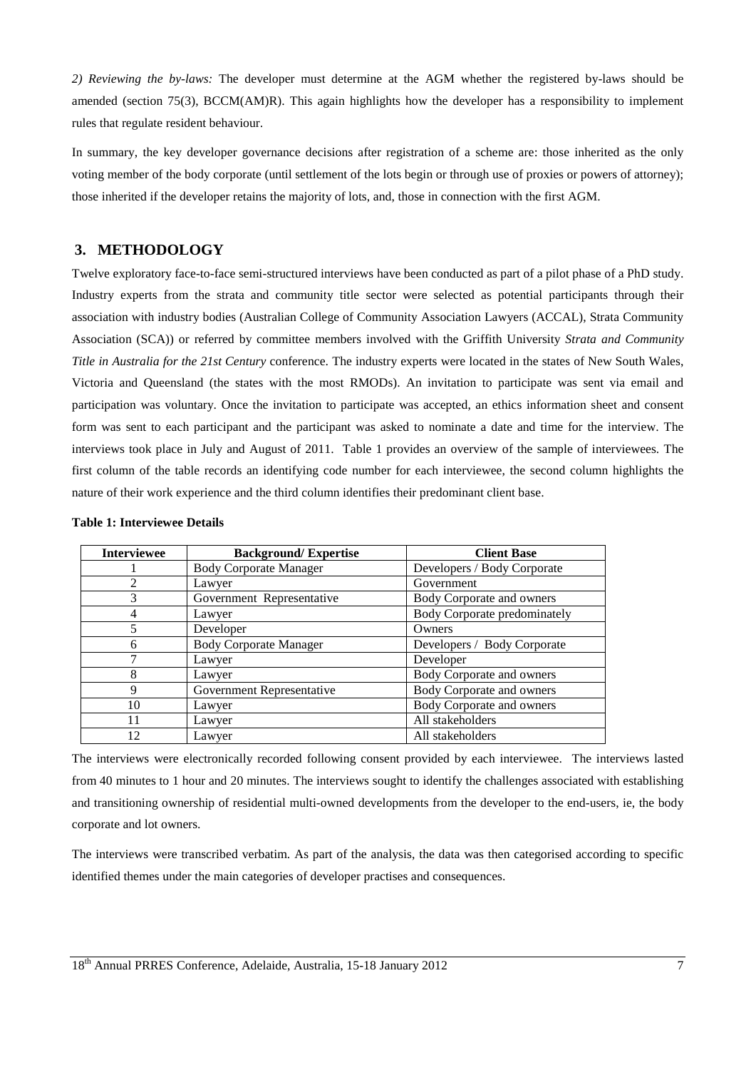*2) Reviewing the by-laws:* The developer must determine at the AGM whether the registered by-laws should be amended (section 75(3), BCCM(AM)R). This again highlights how the developer has a responsibility to implement rules that regulate resident behaviour.

In summary, the key developer governance decisions after registration of a scheme are: those inherited as the only voting member of the body corporate (until settlement of the lots begin or through use of proxies or powers of attorney); those inherited if the developer retains the majority of lots, and, those in connection with the first AGM.

## 3. METHODOLOGY

Twelve exploratory face-to-face semi-structured interviews have been conducted as part of a pilot phase of a PhD study. Industry experts from the strata and community title sector were selected as potential participants through their association with industry bodies (Australian College of Community Association Lawyers (ACCAL), Strata Community Association (SCA)) or referred by committee members involved with the Griffith University *Strata and Community Title in Australia for the 21st Century* conference. The industry experts were located in the states of New South Wales, Victoria and Queensland (the states with the most RMODs). An invitation to participate was sent via email and participation was voluntary. Once the invitation to participate was accepted, an ethics information sheet and consent form was sent to each participant and the participant was asked to nominate a date and time for the interview. The interviews took place in July and August of 2011. Table 1 provides an overview of the sample of interviewees. The first column of the table records an identifying code number for each interviewee, the second column highlights the nature of their work experience and the third column identifies their predominant client base.

**Table 1: Interviewee Details**

| Interviewee | Background/ Expertise | Client Base |
|---|---|---|
| 1 | Body Corporate Manager | Developers / Body Corporate |
| 2 | Lawyer | Government |
| 3 | Government Representative | Body Corporate and owners |
| 4 | Lawyer | Body Corporate predominately |
| 5 | Developer | Owners |
| 6 | Body Corporate Manager | Developers / Body Corporate |
| 7 | Lawyer | Developer |
| 8 | Lawyer | Body Corporate and owners |
| 9 | Government Representative | Body Corporate and owners |
| 10 | Lawyer | Body Corporate and owners |
| 11 | Lawyer | All stakeholders |
| 12 | Lawyer | All stakeholders |

The interviews were electronically recorded following consent provided by each interviewee. The interviews lasted from 40 minutes to 1 hour and 20 minutes. The interviews sought to identify the challenges associated with establishing and transitioning ownership of residential multi-owned developments from the developer to the end-users, ie, the body corporate and lot owners.

The interviews were transcribed verbatim. As part of the analysis, the data was then categorised according to specific identified themes under the main categories of developer practises and consequences.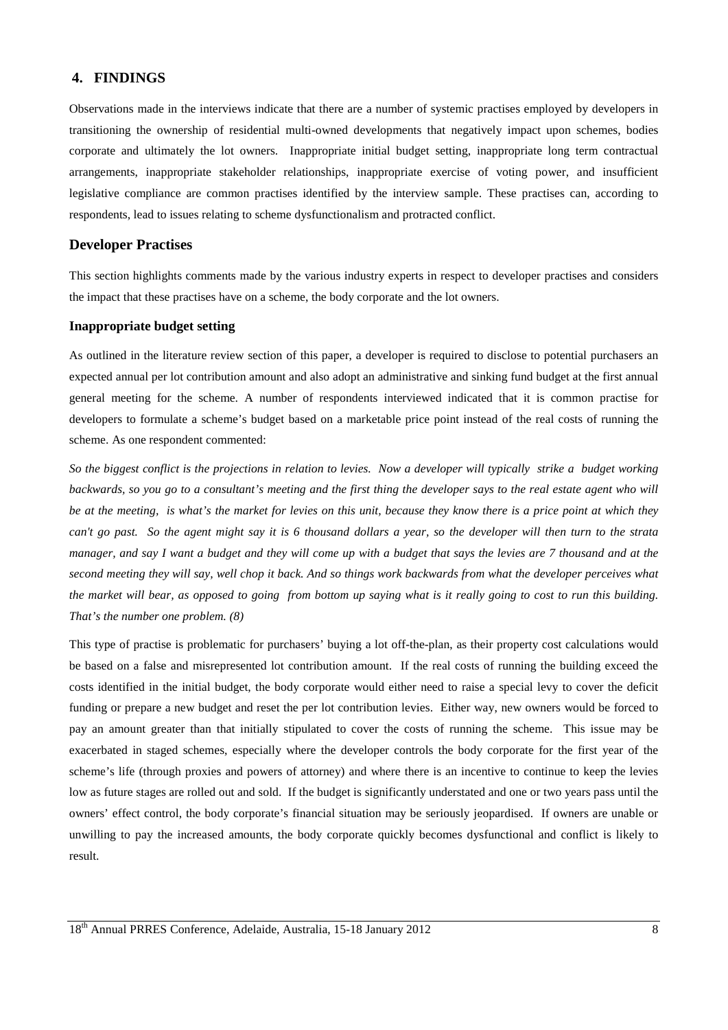## 4. FINDINGS

Observations made in the interviews indicate that there are a number of systemic practises employed by developers in transitioning the ownership of residential multi-owned developments that negatively impact upon schemes, bodies corporate and ultimately the lot owners. Inappropriate initial budget setting, inappropriate long term contractual arrangements, inappropriate stakeholder relationships, inappropriate exercise of voting power, and insufficient legislative compliance are common practises identified by the interview sample. These practises can, according to respondents, lead to issues relating to scheme dysfunctionalism and protracted conflict.

### Developer Practises

This section highlights comments made by the various industry experts in respect to developer practises and considers the impact that these practises have on a scheme, the body corporate and the lot owners.

#### Inappropriate budget setting

As outlined in the literature review section of this paper, a developer is required to disclose to potential purchasers an expected annual per lot contribution amount and also adopt an administrative and sinking fund budget at the first annual general meeting for the scheme. A number of respondents interviewed indicated that it is common practise for developers to formulate a scheme's budget based on a marketable price point instead of the real costs of running the scheme. As one respondent commented:

*So the biggest conflict is the projections in relation to levies. Now a developer will typically strike a budget working backwards, so you go to a consultant's meeting and the first thing the developer says to the real estate agent who will be at the meeting, is what's the market for levies on this unit, because they know there is a price point at which they can't go past. So the agent might say it is 6 thousand dollars a year, so the developer will then turn to the strata manager, and say I want a budget and they will come up with a budget that says the levies are 7 thousand and at the second meeting they will say, well chop it back. And so things work backwards from what the developer perceives what the market will bear, as opposed to going from bottom up saying what is it really going to cost to run this building. That's the number one problem. (8)*

This type of practise is problematic for purchasers' buying a lot off-the-plan, as their property cost calculations would be based on a false and misrepresented lot contribution amount. If the real costs of running the building exceed the costs identified in the initial budget, the body corporate would either need to raise a special levy to cover the deficit funding or prepare a new budget and reset the per lot contribution levies. Either way, new owners would be forced to pay an amount greater than that initially stipulated to cover the costs of running the scheme. This issue may be exacerbated in staged schemes, especially where the developer controls the body corporate for the first year of the scheme's life (through proxies and powers of attorney) and where there is an incentive to continue to keep the levies low as future stages are rolled out and sold. If the budget is significantly understated and one or two years pass until the owners' effect control, the body corporate's financial situation may be seriously jeopardised. If owners are unable or unwilling to pay the increased amounts, the body corporate quickly becomes dysfunctional and conflict is likely to result.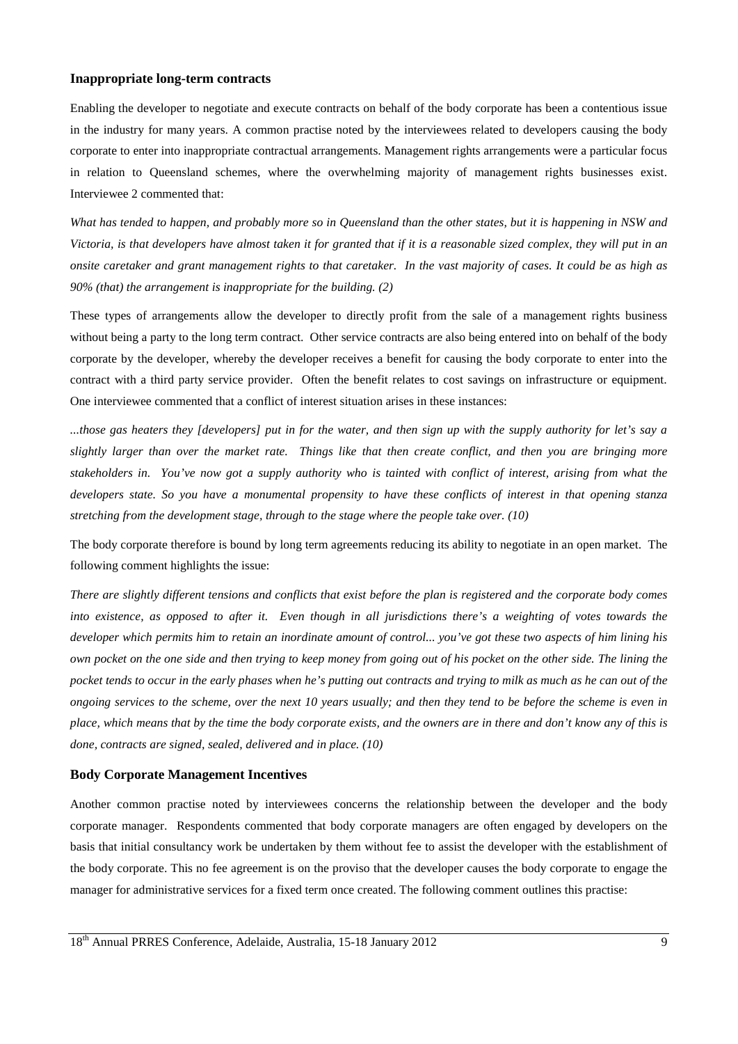### Inappropriate long-term contracts

Enabling the developer to negotiate and execute contracts on behalf of the body corporate has been a contentious issue in the industry for many years. A common practise noted by the interviewees related to developers causing the body corporate to enter into inappropriate contractual arrangements. Management rights arrangements were a particular focus in relation to Queensland schemes, where the overwhelming majority of management rights businesses exist. Interviewee 2 commented that:

*What has tended to happen, and probably more so in Queensland than the other states, but it is happening in NSW and Victoria, is that developers have almost taken it for granted that if it is a reasonable sized complex, they will put in an onsite caretaker and grant management rights to that caretaker. In the vast majority of cases. It could be as high as 90% (that) the arrangement is inappropriate for the building. (2)*

These types of arrangements allow the developer to directly profit from the sale of a management rights business without being a party to the long term contract. Other service contracts are also being entered into on behalf of the body corporate by the developer, whereby the developer receives a benefit for causing the body corporate to enter into the contract with a third party service provider. Often the benefit relates to cost savings on infrastructure or equipment. One interviewee commented that a conflict of interest situation arises in these instances:

*...those gas heaters they [developers] put in for the water, and then sign up with the supply authority for let's say a slightly larger than over the market rate. Things like that then create conflict, and then you are bringing more stakeholders in. You've now got a supply authority who is tainted with conflict of interest, arising from what the developers state. So you have a monumental propensity to have these conflicts of interest in that opening stanza stretching from the development stage, through to the stage where the people take over. (10)*

The body corporate therefore is bound by long term agreements reducing its ability to negotiate in an open market. The following comment highlights the issue:

*There are slightly different tensions and conflicts that exist before the plan is registered and the corporate body comes into existence, as opposed to after it. Even though in all jurisdictions there's a weighting of votes towards the developer which permits him to retain an inordinate amount of control... you've got these two aspects of him lining his own pocket on the one side and then trying to keep money from going out of his pocket on the other side. The lining the pocket tends to occur in the early phases when he's putting out contracts and trying to milk as much as he can out of the ongoing services to the scheme, over the next 10 years usually; and then they tend to be before the scheme is even in place, which means that by the time the body corporate exists, and the owners are in there and don't know any of this is done, contracts are signed, sealed, delivered and in place. (10)*

### Body Corporate Management Incentives

Another common practise noted by interviewees concerns the relationship between the developer and the body corporate manager. Respondents commented that body corporate managers are often engaged by developers on the basis that initial consultancy work be undertaken by them without fee to assist the developer with the establishment of the body corporate. This no fee agreement is on the proviso that the developer causes the body corporate to engage the manager for administrative services for a fixed term once created. The following comment outlines this practise: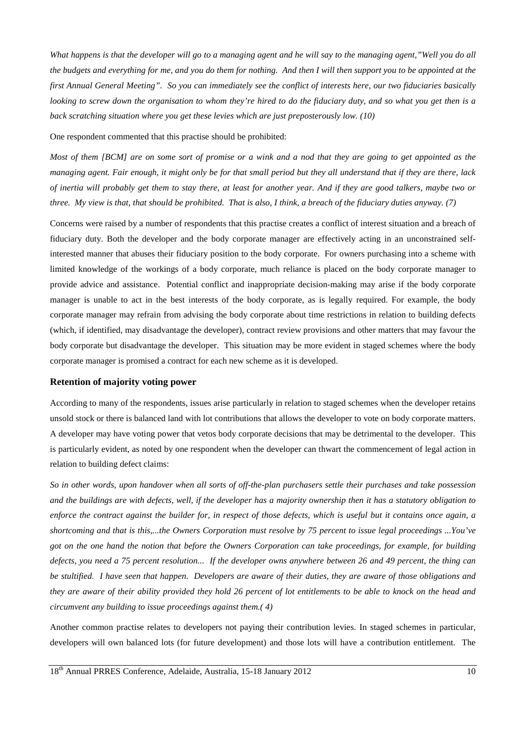*What happens is that the developer will go to a managing agent and he will say to the managing agent,"Well you do all the budgets and everything for me, and you do them for nothing. And then I will then support you to be appointed at the first Annual General Meeting". So you can immediately see the conflict of interests here, our two fiduciaries basically looking to screw down the organisation to whom they're hired to do the fiduciary duty, and so what you get then is a back scratching situation where you get these levies which are just preposterously low. (10)*

One respondent commented that this practise should be prohibited:

*Most of them [BCM] are on some sort of promise or a wink and a nod that they are going to get appointed as the managing agent. Fair enough, it might only be for that small period but they all understand that if they are there, lack of inertia will probably get them to stay there, at least for another year. And if they are good talkers, maybe two or three. My view is that, that should be prohibited. That is also, I think, a breach of the fiduciary duties anyway. (7)*

Concerns were raised by a number of respondents that this practise creates a conflict of interest situation and a breach of fiduciary duty. Both the developer and the body corporate manager are effectively acting in an unconstrained self-interested manner that abuses their fiduciary position to the body corporate. For owners purchasing into a scheme with limited knowledge of the workings of a body corporate, much reliance is placed on the body corporate manager to provide advice and assistance. Potential conflict and inappropriate decision-making may arise if the body corporate manager is unable to act in the best interests of the body corporate, as is legally required. For example, the body corporate manager may refrain from advising the body corporate about time restrictions in relation to building defects (which, if identified, may disadvantage the developer), contract review provisions and other matters that may favour the body corporate but disadvantage the developer. This situation may be more evident in staged schemes where the body corporate manager is promised a contract for each new scheme as it is developed.

### Retention of majority voting power

According to many of the respondents, issues arise particularly in relation to staged schemes when the developer retains unsold stock or there is balanced land with lot contributions that allows the developer to vote on body corporate matters. A developer may have voting power that vetos body corporate decisions that may be detrimental to the developer. This is particularly evident, as noted by one respondent when the developer can thwart the commencement of legal action in relation to building defect claims:

*So in other words, upon handover when all sorts of off-the-plan purchasers settle their purchases and take possession and the buildings are with defects, well, if the developer has a majority ownership then it has a statutory obligation to enforce the contract against the builder for, in respect of those defects, which is useful but it contains once again, a shortcoming and that is this,...the Owners Corporation must resolve by 75 percent to issue legal proceedings ...You've got on the one hand the notion that before the Owners Corporation can take proceedings, for example, for building defects, you need a 75 percent resolution... If the developer owns anywhere between 26 and 49 percent, the thing can be stultified. I have seen that happen. Developers are aware of their duties, they are aware of those obligations and they are aware of their ability provided they hold 26 percent of lot entitlements to be able to knock on the head and circumvent any building to issue proceedings against them.( 4)*

Another common practise relates to developers not paying their contribution levies. In staged schemes in particular, developers will own balanced lots (for future development) and those lots will have a contribution entitlement. The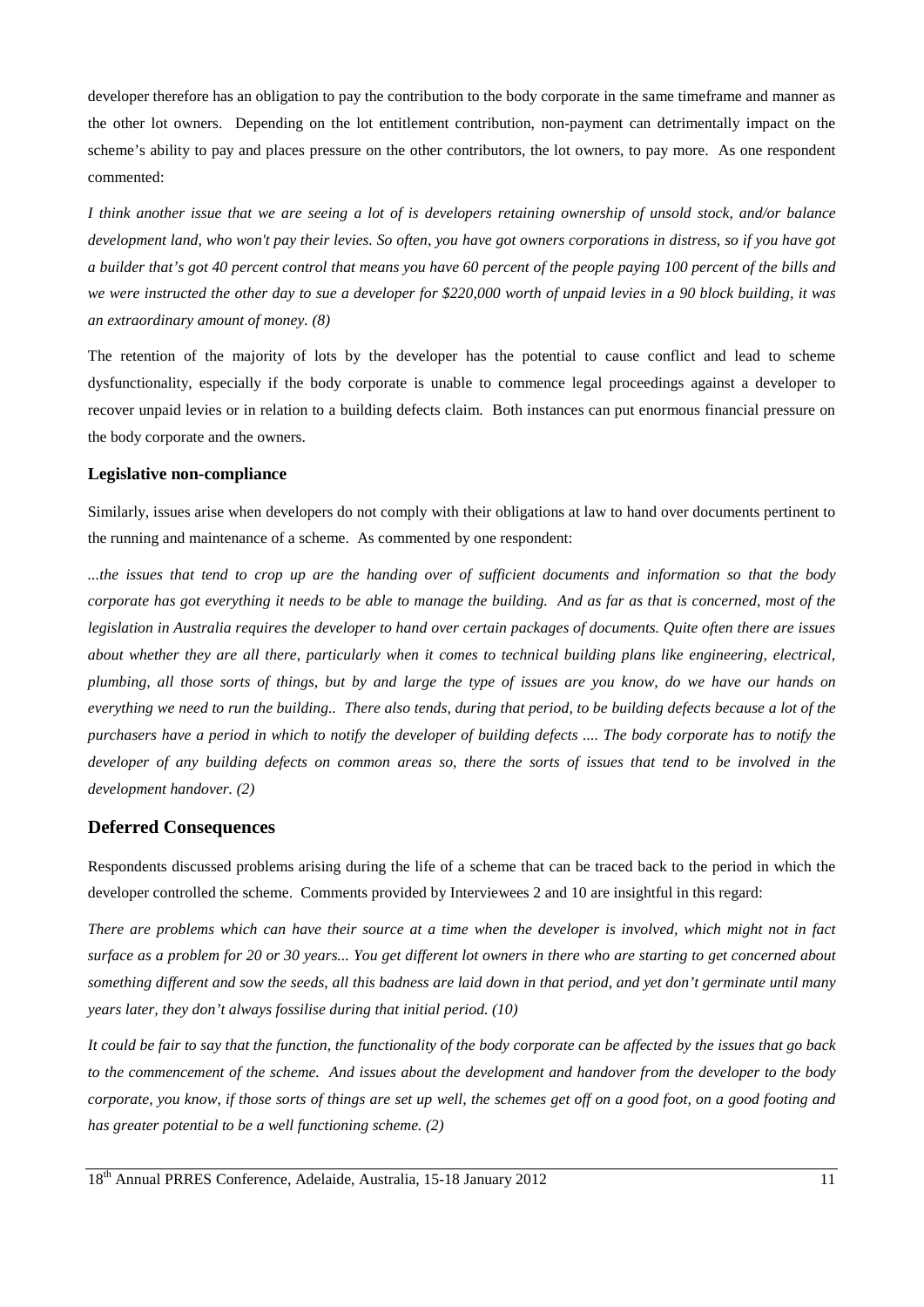developer therefore has an obligation to pay the contribution to the body corporate in the same timeframe and manner as the other lot owners. Depending on the lot entitlement contribution, non-payment can detrimentally impact on the scheme's ability to pay and places pressure on the other contributors, the lot owners, to pay more. As one respondent commented:

*I think another issue that we are seeing a lot of is developers retaining ownership of unsold stock, and/or balance development land, who won't pay their levies. So often, you have got owners corporations in distress, so if you have got a builder that's got 40 percent control that means you have 60 percent of the people paying 100 percent of the bills and we were instructed the other day to sue a developer for $220,000 worth of unpaid levies in a 90 block building, it was an extraordinary amount of money. (8)*

The retention of the majority of lots by the developer has the potential to cause conflict and lead to scheme dysfunctionality, especially if the body corporate is unable to commence legal proceedings against a developer to recover unpaid levies or in relation to a building defects claim. Both instances can put enormous financial pressure on the body corporate and the owners.

### Legislative non-compliance

Similarly, issues arise when developers do not comply with their obligations at law to hand over documents pertinent to the running and maintenance of a scheme. As commented by one respondent:

*...the issues that tend to crop up are the handing over of sufficient documents and information so that the body corporate has got everything it needs to be able to manage the building. And as far as that is concerned, most of the legislation in Australia requires the developer to hand over certain packages of documents. Quite often there are issues about whether they are all there, particularly when it comes to technical building plans like engineering, electrical, plumbing, all those sorts of things, but by and large the type of issues are you know, do we have our hands on everything we need to run the building.. There also tends, during that period, to be building defects because a lot of the purchasers have a period in which to notify the developer of building defects .... The body corporate has to notify the developer of any building defects on common areas so, there the sorts of issues that tend to be involved in the development handover. (2)*

## Deferred Consequences

Respondents discussed problems arising during the life of a scheme that can be traced back to the period in which the developer controlled the scheme. Comments provided by Interviewees 2 and 10 are insightful in this regard:

*There are problems which can have their source at a time when the developer is involved, which might not in fact surface as a problem for 20 or 30 years... You get different lot owners in there who are starting to get concerned about something different and sow the seeds, all this badness are laid down in that period, and yet don't germinate until many years later, they don't always fossilise during that initial period. (10)*

*It could be fair to say that the function, the functionality of the body corporate can be affected by the issues that go back to the commencement of the scheme. And issues about the development and handover from the developer to the body corporate, you know, if those sorts of things are set up well, the schemes get off on a good foot, on a good footing and has greater potential to be a well functioning scheme. (2)*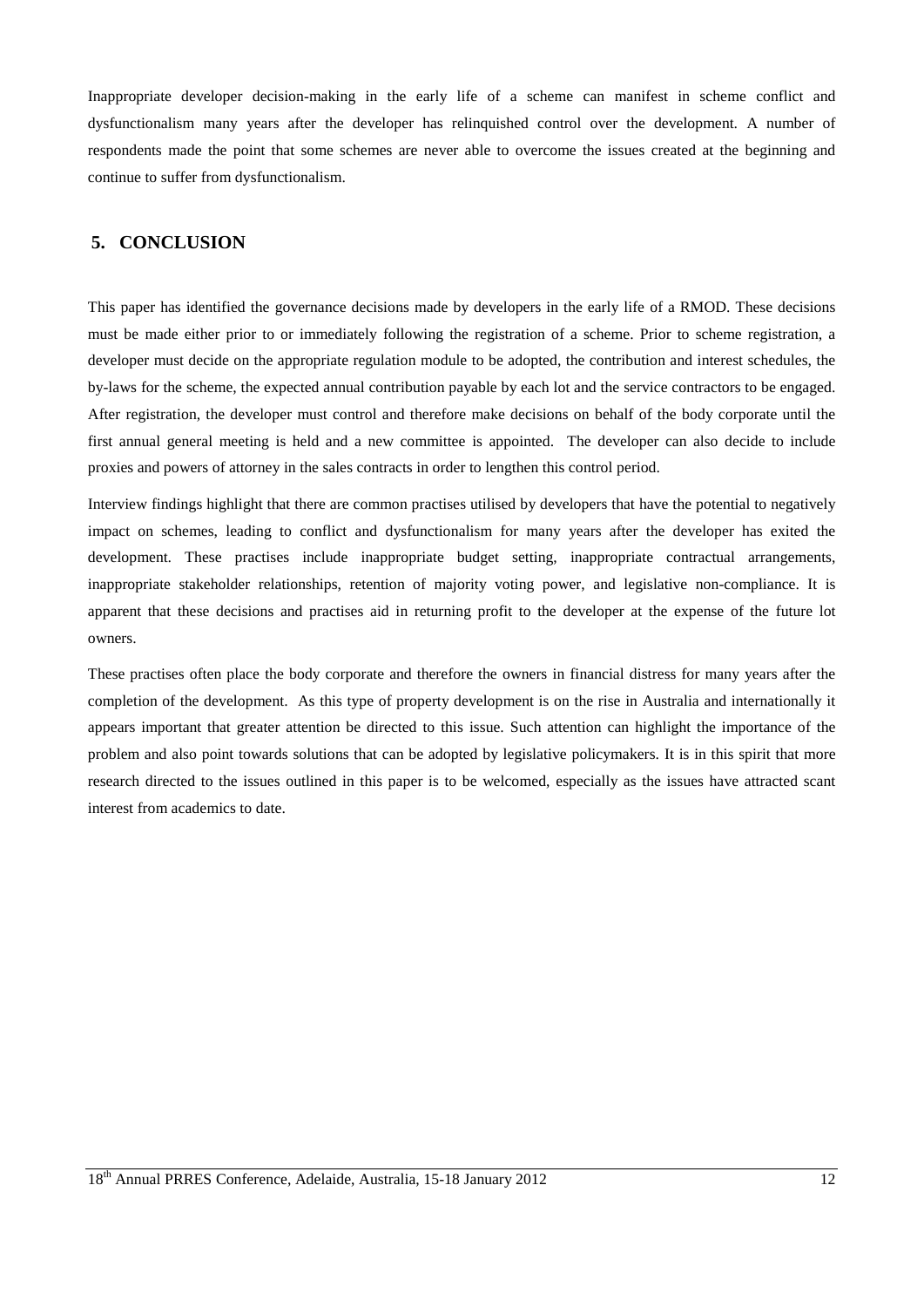Inappropriate developer decision-making in the early life of a scheme can manifest in scheme conflict and dysfunctionalism many years after the developer has relinquished control over the development. A number of respondents made the point that some schemes are never able to overcome the issues created at the beginning and continue to suffer from dysfunctionalism.

## 5. CONCLUSION

This paper has identified the governance decisions made by developers in the early life of a RMOD. These decisions must be made either prior to or immediately following the registration of a scheme. Prior to scheme registration, a developer must decide on the appropriate regulation module to be adopted, the contribution and interest schedules, the by-laws for the scheme, the expected annual contribution payable by each lot and the service contractors to be engaged. After registration, the developer must control and therefore make decisions on behalf of the body corporate until the first annual general meeting is held and a new committee is appointed. The developer can also decide to include proxies and powers of attorney in the sales contracts in order to lengthen this control period.

Interview findings highlight that there are common practises utilised by developers that have the potential to negatively impact on schemes, leading to conflict and dysfunctionalism for many years after the developer has exited the development. These practises include inappropriate budget setting, inappropriate contractual arrangements, inappropriate stakeholder relationships, retention of majority voting power, and legislative non-compliance. It is apparent that these decisions and practises aid in returning profit to the developer at the expense of the future lot owners.

These practises often place the body corporate and therefore the owners in financial distress for many years after the completion of the development. As this type of property development is on the rise in Australia and internationally it appears important that greater attention be directed to this issue. Such attention can highlight the importance of the problem and also point towards solutions that can be adopted by legislative policymakers. It is in this spirit that more research directed to the issues outlined in this paper is to be welcomed, especially as the issues have attracted scant interest from academics to date.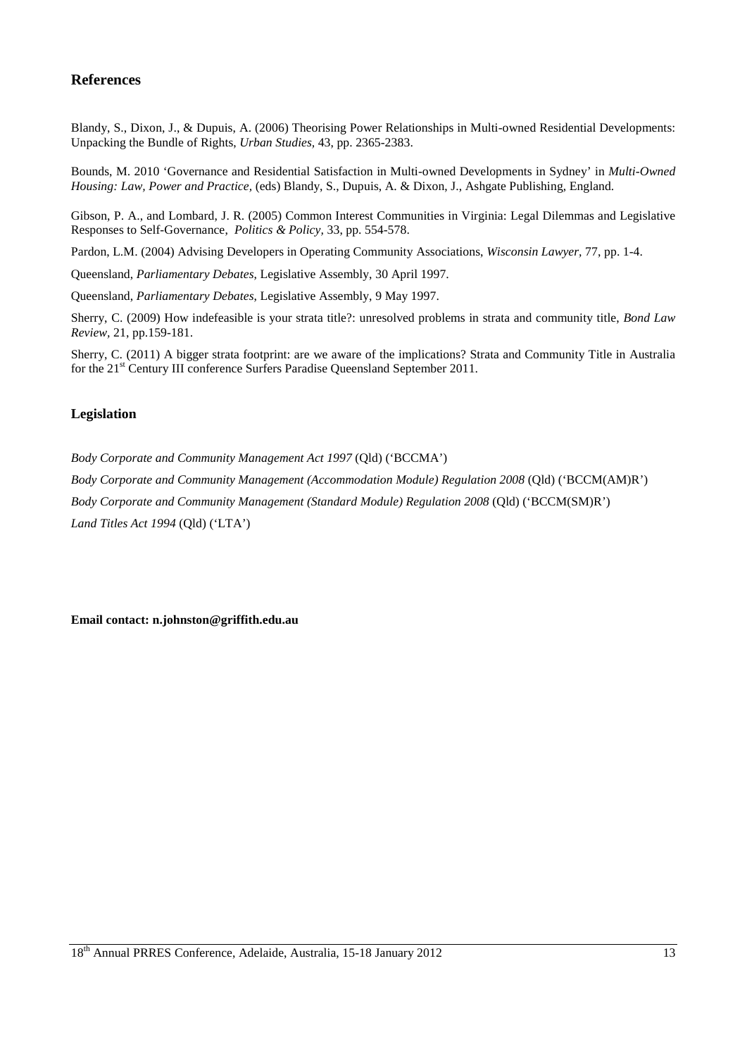## References

Blandy, S., Dixon, J., & Dupuis, A. (2006) Theorising Power Relationships in Multi-owned Residential Developments: Unpacking the Bundle of Rights, *Urban Studies*, 43, pp. 2365-2383.

Bounds, M. 2010 'Governance and Residential Satisfaction in Multi-owned Developments in Sydney' in *Multi-Owned Housing: Law, Power and Practice*, (eds) Blandy, S., Dupuis, A. & Dixon, J., Ashgate Publishing, England.

Gibson, P. A., and Lombard, J. R. (2005) Common Interest Communities in Virginia: Legal Dilemmas and Legislative Responses to Self-Governance, *Politics & Policy*, 33, pp. 554-578.

Pardon, L.M. (2004) Advising Developers in Operating Community Associations, *Wisconsin Lawyer*, 77, pp. 1-4.

Queensland, *Parliamentary Debates*, Legislative Assembly, 30 April 1997.

Queensland, *Parliamentary Debates*, Legislative Assembly, 9 May 1997.

Sherry, C. (2009) How indefeasible is your strata title?: unresolved problems in strata and community title, *Bond Law Review*, 21, pp.159-181.

Sherry, C. (2011) A bigger strata footprint: are we aware of the implications? Strata and Community Title in Australia for the 21st Century III conference Surfers Paradise Queensland September 2011.

## Legislation

*Body Corporate and Community Management Act 1997* (Qld) ('BCCMA')

*Body Corporate and Community Management (Accommodation Module) Regulation 2008* (Qld) ('BCCM(AM)R')

*Body Corporate and Community Management (Standard Module) Regulation 2008* (Qld) ('BCCM(SM)R')

*Land Titles Act 1994* (Qld) ('LTA')

**Email contact: n.johnston@griffith.edu.au**